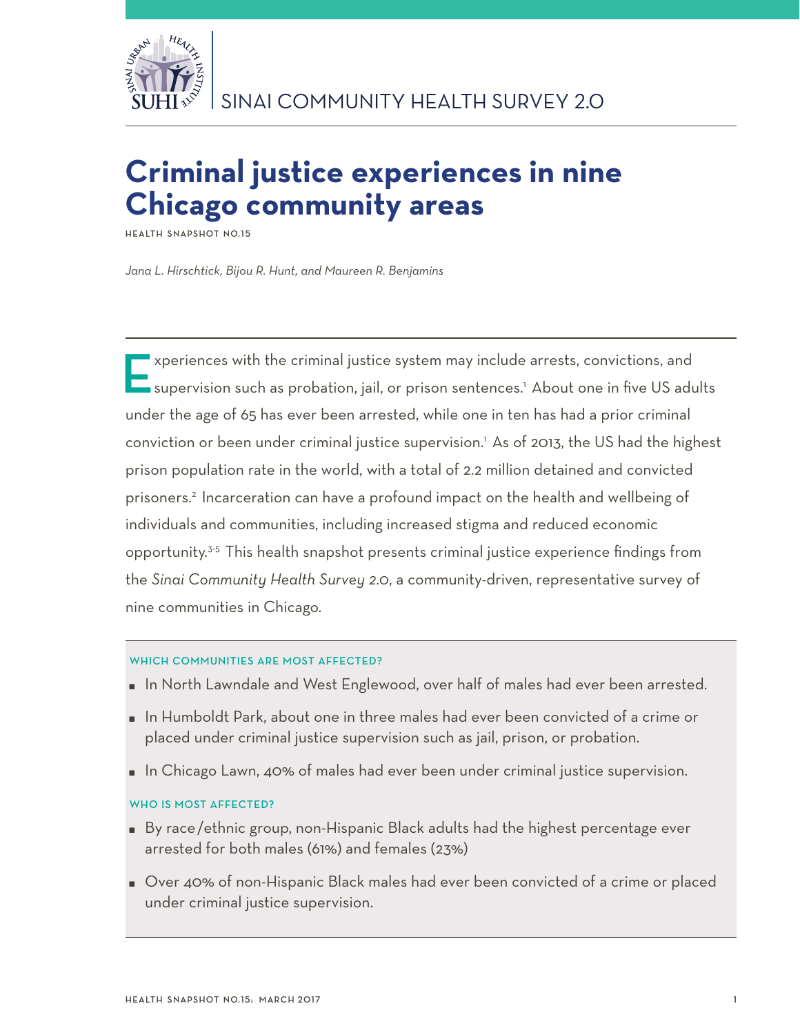SINAI COMMUNITY HEALTH SURVEY 2.0

# Criminal justice experiences in nine Chicago community areas

HEALTH SNAPSHOT NO.15

*Jana L. Hirschtick, Bijou R. Hunt, and Maureen R. Benjamins*

Experiences with the criminal justice system may include arrests, convictions, and supervision such as probation, jail, or prison sentences.[1] About one in five US adults under the age of 65 has ever been arrested, while one in ten has had a prior criminal conviction or been under criminal justice supervision.[1] As of 2013, the US had the highest prison population rate in the world, with a total of 2.2 million detained and convicted prisoners.[2] Incarceration can have a profound impact on the health and wellbeing of individuals and communities, including increased stigma and reduced economic opportunity.[3-5] This health snapshot presents criminal justice experience findings from the *Sinai Community Health Survey 2.0*, a community-driven, representative survey of nine communities in Chicago.

#### WHICH COMMUNITIES ARE MOST AFFECTED?

- In North Lawndale and West Englewood, over half of males had ever been arrested.
- In Humboldt Park, about one in three males had ever been convicted of a crime or placed under criminal justice supervision such as jail, prison, or probation.
- In Chicago Lawn, 40% of males had ever been under criminal justice supervision.

#### WHO IS MOST AFFECTED?

- By race/ethnic group, non-Hispanic Black adults had the highest percentage ever arrested for both males (61%) and females (23%)
- Over 40% of non-Hispanic Black males had ever been convicted of a crime or placed under criminal justice supervision.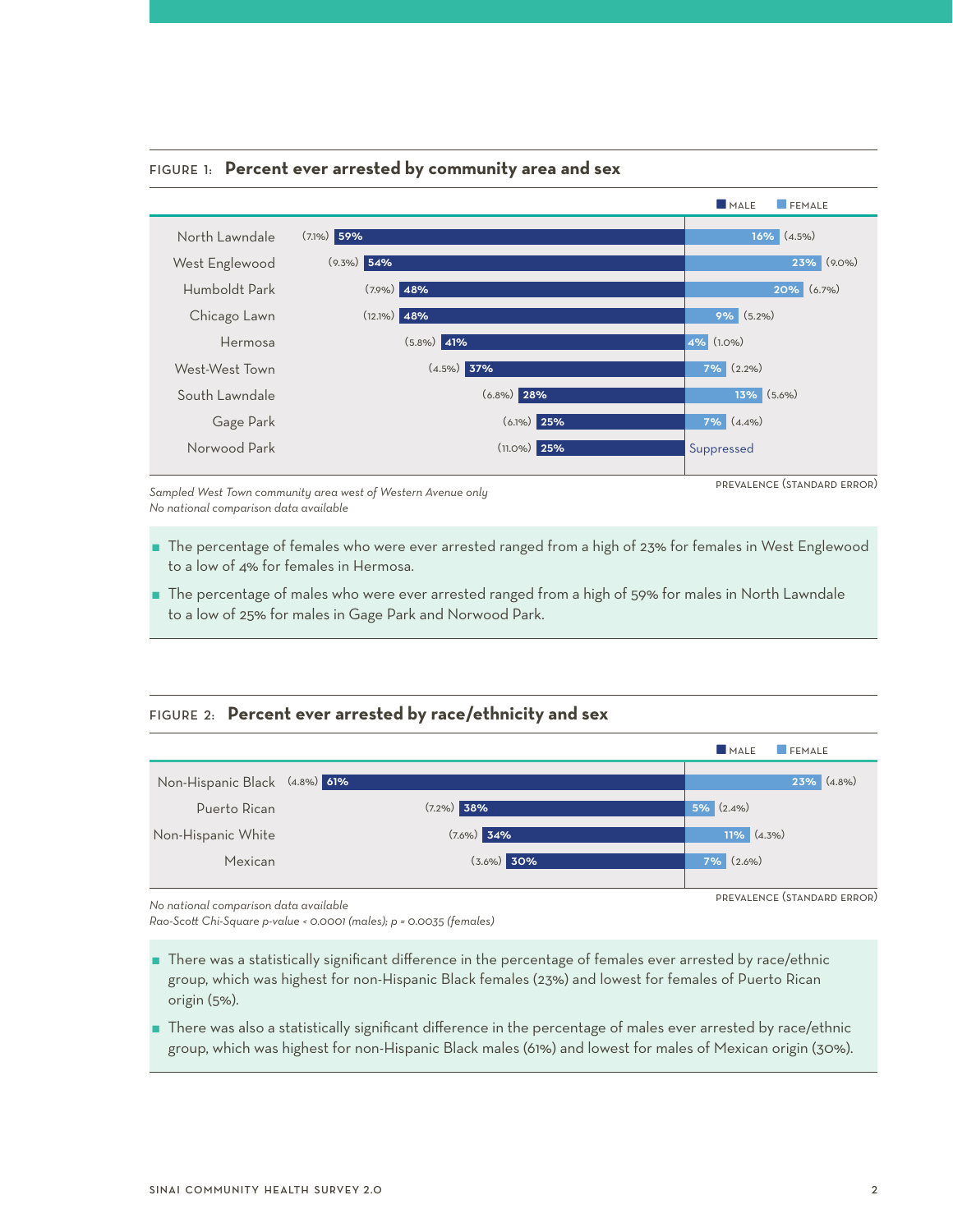FIGURE 1: **Percent ever arrested by community area and sex**

| Community area | Male | Female |
|---|---|---|
| North Lawndale | (7.1%) 59% | 16% (4.5%) |
| West Englewood | (9.3%) 54% | 23% (9.0%) |
| Humboldt Park | (7.9%) 48% | 20% (6.7%) |
| Chicago Lawn | (12.1%) 48% | 9% (5.2%) |
| Hermosa | (5.8%) 41% | 4% (1.0%) |
| West-West Town | (4.5%) 37% | 7% (2.2%) |
| South Lawndale | (6.8%) 28% | 13% (5.6%) |
| Gage Park | (6.1%) 25% | 7% (4.4%) |
| Norwood Park | (11.0%) 25% | Suppressed |

PREVALENCE (STANDARD ERROR)

*Sampled West Town community area west of Western Avenue only*
*No national comparison data available*

- The percentage of females who were ever arrested ranged from a high of 23% for females in West Englewood to a low of 4% for females in Hermosa.
- The percentage of males who were ever arrested ranged from a high of 59% for males in North Lawndale to a low of 25% for males in Gage Park and Norwood Park.

FIGURE 2: **Percent ever arrested by race/ethnicity and sex**

| Race/ethnicity | Male | Female |
|---|---|---|
| Non-Hispanic Black | (4.8%) 61% | 23% (4.8%) |
| Puerto Rican | (7.2%) 38% | 5% (2.4%) |
| Non-Hispanic White | (7.6%) 34% | 11% (4.3%) |
| Mexican | (3.6%) 30% | 7% (2.6%) |

PREVALENCE (STANDARD ERROR)

*No national comparison data available*
*Rao-Scott Chi-Square p-value < 0.0001 (males); p = 0.0035 (females)*

- There was a statistically significant difference in the percentage of females ever arrested by race/ethnic group, which was highest for non-Hispanic Black females (23%) and lowest for females of Puerto Rican origin (5%).
- There was also a statistically significant difference in the percentage of males ever arrested by race/ethnic group, which was highest for non-Hispanic Black males (61%) and lowest for males of Mexican origin (30%).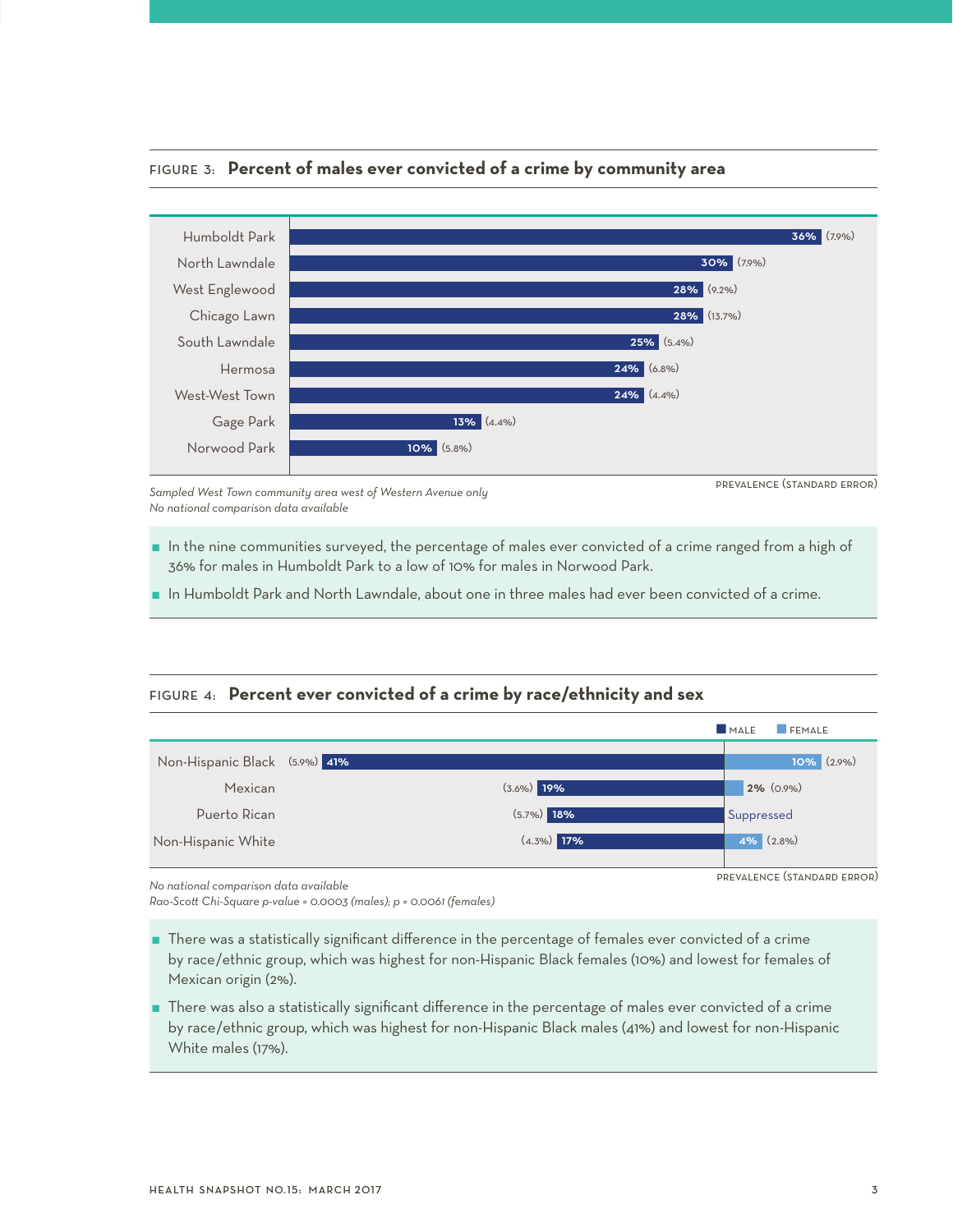### FIGURE 3: **Percent of males ever convicted of a crime by community area**

| Community area | Prevalence (Standard Error) |
|---|---|
| Humboldt Park | 36% (7.9%) |
| North Lawndale | 30% (7.9%) |
| West Englewood | 28% (9.2%) |
| Chicago Lawn | 28% (13.7%) |
| South Lawndale | 25% (5.4%) |
| Hermosa | 24% (6.8%) |
| West-West Town | 24% (4.4%) |
| Gage Park | 13% (4.4%) |
| Norwood Park | 10% (5.8%) |

PREVALENCE (STANDARD ERROR)

*Sampled West Town community area west of Western Avenue only*
*No national comparison data available*

- In the nine communities surveyed, the percentage of males ever convicted of a crime ranged from a high of 36% for males in Humboldt Park to a low of 10% for males in Norwood Park.
- In Humboldt Park and North Lawndale, about one in three males had ever been convicted of a crime.

### FIGURE 4: **Percent ever convicted of a crime by race/ethnicity and sex**

| Race/ethnicity | Male | Female |
|---|---|---|
| Non-Hispanic Black | 41% (5.9%) | 10% (2.9%) |
| Mexican | 19% (3.6%) | 2% (0.9%) |
| Puerto Rican | 18% (5.7%) | Suppressed |
| Non-Hispanic White | 17% (4.3%) | 4% (2.8%) |

PREVALENCE (STANDARD ERROR)

*No national comparison data available*
*Rao-Scott Chi-Square p-value = 0.0003 (males); p = 0.0061 (females)*

- There was a statistically significant difference in the percentage of females ever convicted of a crime by race/ethnic group, which was highest for non-Hispanic Black females (10%) and lowest for females of Mexican origin (2%).
- There was also a statistically significant difference in the percentage of males ever convicted of a crime by race/ethnic group, which was highest for non-Hispanic Black males (41%) and lowest for non-Hispanic White males (17%).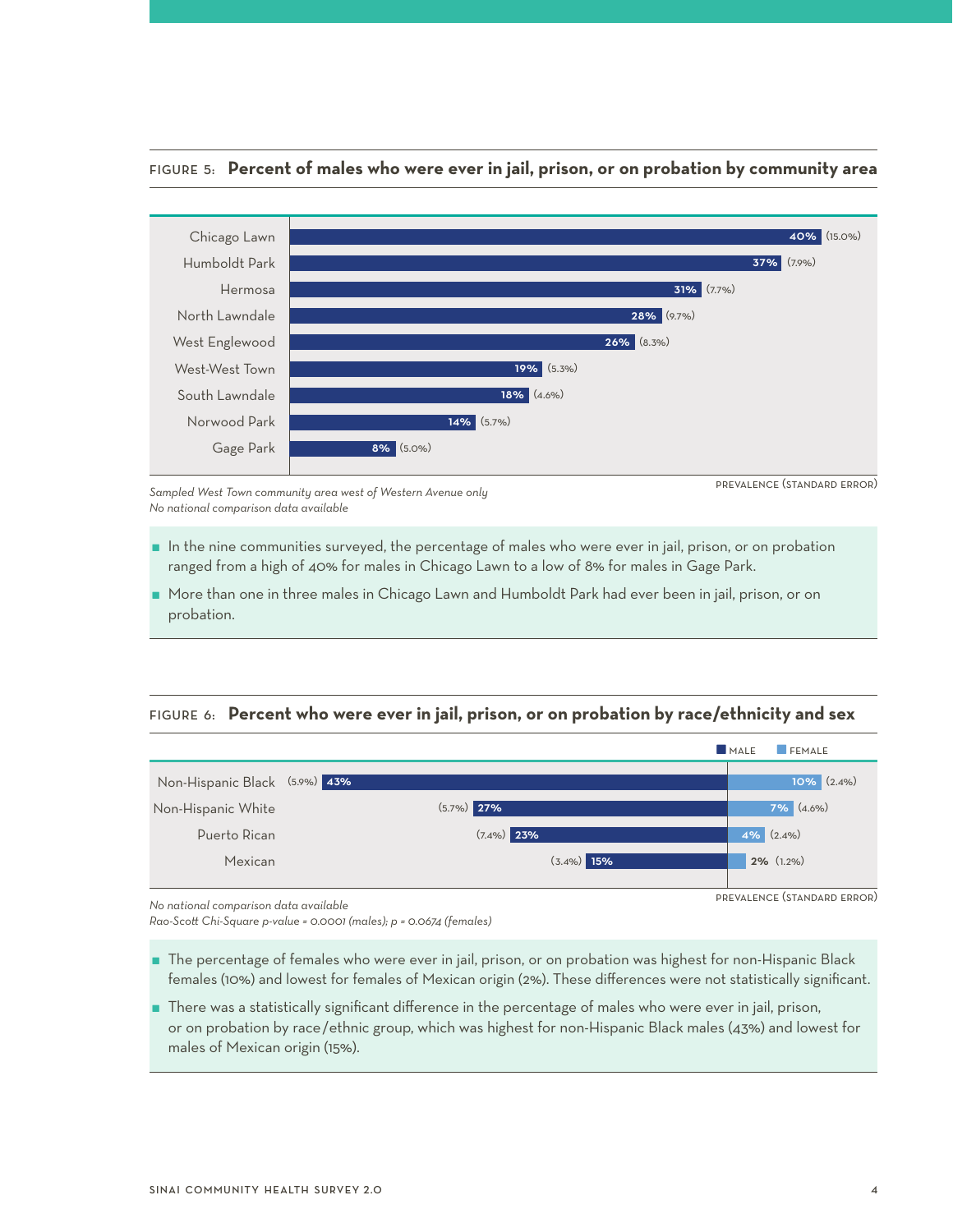FIGURE 5: **Percent of males who were ever in jail, prison, or on probation by community area**

| Community area | Prevalence (Standard Error) |
|---|---|
| Chicago Lawn | 40% (15.0%) |
| Humboldt Park | 37% (7.9%) |
| Hermosa | 31% (7.7%) |
| North Lawndale | 28% (9.7%) |
| West Englewood | 26% (8.3%) |
| West-West Town | 19% (5.3%) |
| South Lawndale | 18% (4.6%) |
| Norwood Park | 14% (5.7%) |
| Gage Park | 8% (5.0%) |

PREVALENCE (STANDARD ERROR)

*Sampled West Town community area west of Western Avenue only*
*No national comparison data available*

- In the nine communities surveyed, the percentage of males who were ever in jail, prison, or on probation ranged from a high of 40% for males in Chicago Lawn to a low of 8% for males in Gage Park.
- More than one in three males in Chicago Lawn and Humboldt Park had ever been in jail, prison, or on probation.

FIGURE 6: **Percent who were ever in jail, prison, or on probation by race/ethnicity and sex**

| Race/ethnicity | Male | Female |
|---|---|---|
| Non-Hispanic Black | 43% (5.9%) | 10% (2.4%) |
| Non-Hispanic White | 27% (5.7%) | 7% (4.6%) |
| Puerto Rican | 23% (7.4%) | 4% (2.4%) |
| Mexican | 15% (3.4%) | 2% (1.2%) |

PREVALENCE (STANDARD ERROR)

*No national comparison data available*
*Rao-Scott Chi-Square p-value = 0.0001 (males); p = 0.0674 (females)*

- The percentage of females who were ever in jail, prison, or on probation was highest for non-Hispanic Black females (10%) and lowest for females of Mexican origin (2%). These differences were not statistically significant.
- There was a statistically significant difference in the percentage of males who were ever in jail, prison, or on probation by race/ethnic group, which was highest for non-Hispanic Black males (43%) and lowest for males of Mexican origin (15%).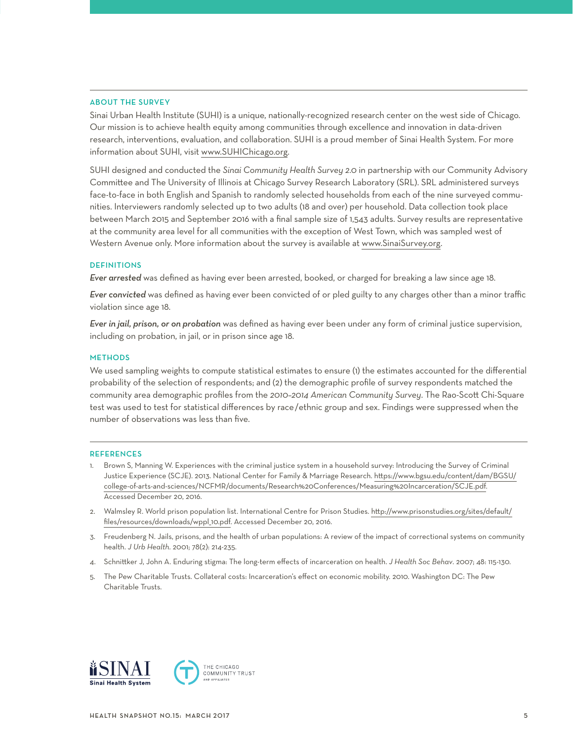## ABOUT THE SURVEY

Sinai Urban Health Institute (SUHI) is a unique, nationally-recognized research center on the west side of Chicago. Our mission is to achieve health equity among communities through excellence and innovation in data-driven research, interventions, evaluation, and collaboration. SUHI is a proud member of Sinai Health System. For more information about SUHI, visit www.SUHIChicago.org.

SUHI designed and conducted the *Sinai Community Health Survey 2.0* in partnership with our Community Advisory Committee and The University of Illinois at Chicago Survey Research Laboratory (SRL). SRL administered surveys face-to-face in both English and Spanish to randomly selected households from each of the nine surveyed communities. Interviewers randomly selected up to two adults (18 and over) per household. Data collection took place between March 2015 and September 2016 with a final sample size of 1,543 adults. Survey results are representative at the community area level for all communities with the exception of West Town, which was sampled west of Western Avenue only. More information about the survey is available at www.SinaiSurvey.org.

## DEFINITIONS

***Ever arrested*** was defined as having ever been arrested, booked, or charged for breaking a law since age 18.

***Ever convicted*** was defined as having ever been convicted of or pled guilty to any charges other than a minor traffic violation since age 18.

***Ever in jail, prison, or on probation*** was defined as having ever been under any form of criminal justice supervision, including on probation, in jail, or in prison since age 18.

## METHODS

We used sampling weights to compute statistical estimates to ensure (1) the estimates accounted for the differential probability of the selection of respondents; and (2) the demographic profile of survey respondents matched the community area demographic profiles from the *2010-2014 American Community Survey*. The Rao-Scott Chi-Square test was used to test for statistical differences by race/ethnic group and sex. Findings were suppressed when the number of observations was less than five.

## REFERENCES

1. Brown S, Manning W. Experiences with the criminal justice system in a household survey: Introducing the Survey of Criminal Justice Experience (SCJE). 2013. National Center for Family & Marriage Research. https://www.bgsu.edu/content/dam/BGSU/college-of-arts-and-sciences/NCFMR/documents/Research%20Conferences/Measuring%20Incarceration/SCJE.pdf. Accessed December 20, 2016.
2. Walmsley R. World prison population list. International Centre for Prison Studies. http://www.prisonstudies.org/sites/default/files/resources/downloads/wppl_10.pdf. Accessed December 20, 2016.
3. Freudenberg N. Jails, prisons, and the health of urban populations: A review of the impact of correctional systems on community health. *J Urb Health*. 2001; 78(2): 214-235.
4. Schnittker J, John A. Enduring stigma: The long-term effects of incarceration on health. *J Health Soc Behav*. 2007; 48: 115-130.
5. The Pew Charitable Trusts. Collateral costs: Incarceration's effect on economic mobility. 2010. Washington DC: The Pew Charitable Trusts.

SINAI
Sinai Health System

THE CHICAGO COMMUNITY TRUST AND AFFILIATES